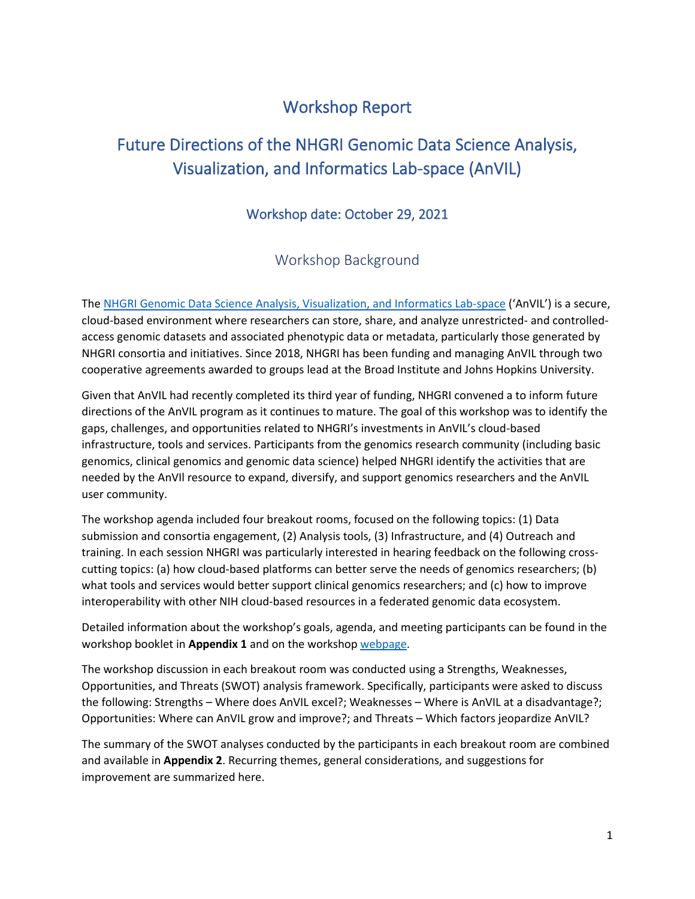# Workshop Report

# Future Directions of the NHGRI Genomic Data Science Analysis, Visualization, and Informatics Lab-space (AnVIL)

### Workshop date: October 29, 2021

## Workshop Background

The [NHGRI Genomic Data Science Analysis, Visualization, and Informatics Lab-space](#) ('AnVIL') is a secure, cloud-based environment where researchers can store, share, and analyze unrestricted- and controlled-access genomic datasets and associated phenotypic data or metadata, particularly those generated by NHGRI consortia and initiatives. Since 2018, NHGRI has been funding and managing AnVIL through two cooperative agreements awarded to groups lead at the Broad Institute and Johns Hopkins University.

Given that AnVIL had recently completed its third year of funding, NHGRI convened a to inform future directions of the AnVIL program as it continues to mature. The goal of this workshop was to identify the gaps, challenges, and opportunities related to NHGRI's investments in AnVIL's cloud-based infrastructure, tools and services. Participants from the genomics research community (including basic genomics, clinical genomics and genomic data science) helped NHGRI identify the activities that are needed by the AnVIl resource to expand, diversify, and support genomics researchers and the AnVIL user community.

The workshop agenda included four breakout rooms, focused on the following topics: (1) Data submission and consortia engagement, (2) Analysis tools, (3) Infrastructure, and (4) Outreach and training. In each session NHGRI was particularly interested in hearing feedback on the following cross-cutting topics: (a) how cloud-based platforms can better serve the needs of genomics researchers; (b) what tools and services would better support clinical genomics researchers; and (c) how to improve interoperability with other NIH cloud-based resources in a federated genomic data ecosystem.

Detailed information about the workshop's goals, agenda, and meeting participants can be found in the workshop booklet in **Appendix 1** and on the workshop [webpage](#).

The workshop discussion in each breakout room was conducted using a Strengths, Weaknesses, Opportunities, and Threats (SWOT) analysis framework. Specifically, participants were asked to discuss the following: Strengths – Where does AnVIL excel?; Weaknesses – Where is AnVIL at a disadvantage?; Opportunities: Where can AnVIL grow and improve?; and Threats – Which factors jeopardize AnVIL?

The summary of the SWOT analyses conducted by the participants in each breakout room are combined and available in **Appendix 2**. Recurring themes, general considerations, and suggestions for improvement are summarized here.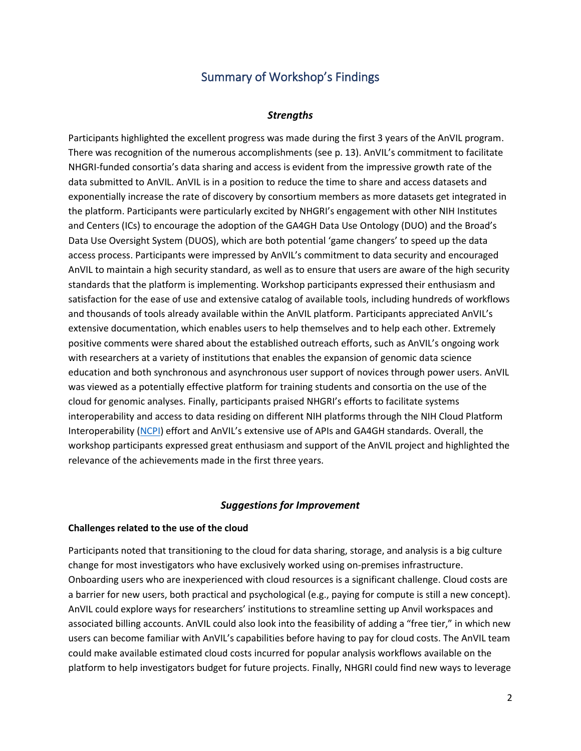# Summary of Workshop's Findings

### *Strengths*

Participants highlighted the excellent progress was made during the first 3 years of the AnVIL program. There was recognition of the numerous accomplishments (see p. 13). AnVIL's commitment to facilitate NHGRI-funded consortia's data sharing and access is evident from the impressive growth rate of the data submitted to AnVIL. AnVIL is in a position to reduce the time to share and access datasets and exponentially increase the rate of discovery by consortium members as more datasets get integrated in the platform. Participants were particularly excited by NHGRI's engagement with other NIH Institutes and Centers (ICs) to encourage the adoption of the GA4GH Data Use Ontology (DUO) and the Broad's Data Use Oversight System (DUOS), which are both potential 'game changers' to speed up the data access process. Participants were impressed by AnVIL's commitment to data security and encouraged AnVIL to maintain a high security standard, as well as to ensure that users are aware of the high security standards that the platform is implementing. Workshop participants expressed their enthusiasm and satisfaction for the ease of use and extensive catalog of available tools, including hundreds of workflows and thousands of tools already available within the AnVIL platform. Participants appreciated AnVIL's extensive documentation, which enables users to help themselves and to help each other. Extremely positive comments were shared about the established outreach efforts, such as AnVIL's ongoing work with researchers at a variety of institutions that enables the expansion of genomic data science education and both synchronous and asynchronous user support of novices through power users. AnVIL was viewed as a potentially effective platform for training students and consortia on the use of the cloud for genomic analyses. Finally, participants praised NHGRI's efforts to facilitate systems interoperability and access to data residing on different NIH platforms through the NIH Cloud Platform Interoperability (NCPI) effort and AnVIL's extensive use of APIs and GA4GH standards. Overall, the workshop participants expressed great enthusiasm and support of the AnVIL project and highlighted the relevance of the achievements made in the first three years.

### *Suggestions for Improvement*

**Challenges related to the use of the cloud**

Participants noted that transitioning to the cloud for data sharing, storage, and analysis is a big culture change for most investigators who have exclusively worked using on-premises infrastructure. Onboarding users who are inexperienced with cloud resources is a significant challenge. Cloud costs are a barrier for new users, both practical and psychological (e.g., paying for compute is still a new concept). AnVIL could explore ways for researchers' institutions to streamline setting up Anvil workspaces and associated billing accounts. AnVIL could also look into the feasibility of adding a "free tier," in which new users can become familiar with AnVIL's capabilities before having to pay for cloud costs. The AnVIL team could make available estimated cloud costs incurred for popular analysis workflows available on the platform to help investigators budget for future projects. Finally, NHGRI could find new ways to leverage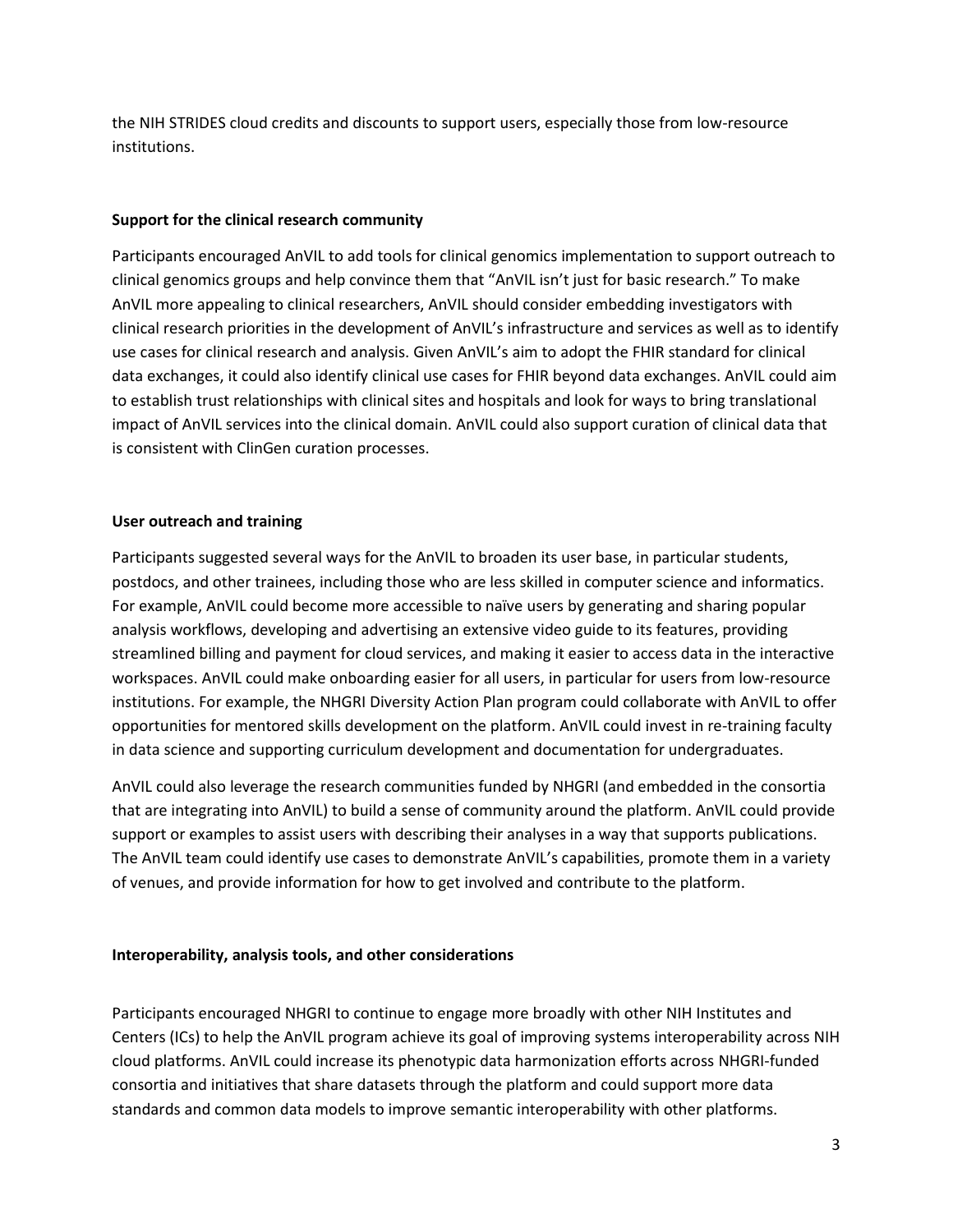the NIH STRIDES cloud credits and discounts to support users, especially those from low-resource institutions.

### Support for the clinical research community

Participants encouraged AnVIL to add tools for clinical genomics implementation to support outreach to clinical genomics groups and help convince them that "AnVIL isn't just for basic research." To make AnVIL more appealing to clinical researchers, AnVIL should consider embedding investigators with clinical research priorities in the development of AnVIL's infrastructure and services as well as to identify use cases for clinical research and analysis. Given AnVIL's aim to adopt the FHIR standard for clinical data exchanges, it could also identify clinical use cases for FHIR beyond data exchanges. AnVIL could aim to establish trust relationships with clinical sites and hospitals and look for ways to bring translational impact of AnVIL services into the clinical domain. AnVIL could also support curation of clinical data that is consistent with ClinGen curation processes.

### User outreach and training

Participants suggested several ways for the AnVIL to broaden its user base, in particular students, postdocs, and other trainees, including those who are less skilled in computer science and informatics. For example, AnVIL could become more accessible to naïve users by generating and sharing popular analysis workflows, developing and advertising an extensive video guide to its features, providing streamlined billing and payment for cloud services, and making it easier to access data in the interactive workspaces. AnVIL could make onboarding easier for all users, in particular for users from low-resource institutions. For example, the NHGRI Diversity Action Plan program could collaborate with AnVIL to offer opportunities for mentored skills development on the platform. AnVIL could invest in re-training faculty in data science and supporting curriculum development and documentation for undergraduates.

AnVIL could also leverage the research communities funded by NHGRI (and embedded in the consortia that are integrating into AnVIL) to build a sense of community around the platform. AnVIL could provide support or examples to assist users with describing their analyses in a way that supports publications. The AnVIL team could identify use cases to demonstrate AnVIL's capabilities, promote them in a variety of venues, and provide information for how to get involved and contribute to the platform.

### Interoperability, analysis tools, and other considerations

Participants encouraged NHGRI to continue to engage more broadly with other NIH Institutes and Centers (ICs) to help the AnVIL program achieve its goal of improving systems interoperability across NIH cloud platforms. AnVIL could increase its phenotypic data harmonization efforts across NHGRI-funded consortia and initiatives that share datasets through the platform and could support more data standards and common data models to improve semantic interoperability with other platforms.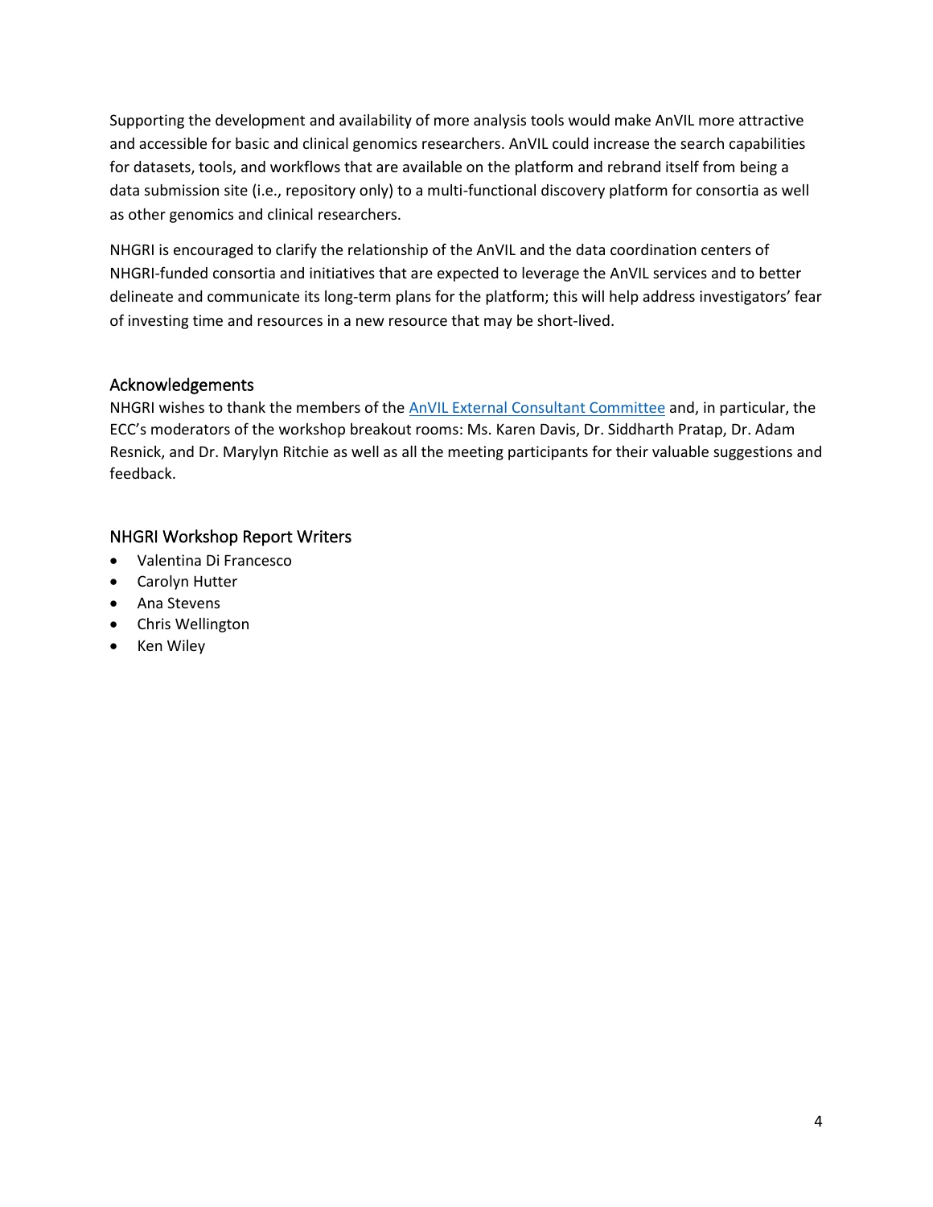Supporting the development and availability of more analysis tools would make AnVIL more attractive and accessible for basic and clinical genomics researchers. AnVIL could increase the search capabilities for datasets, tools, and workflows that are available on the platform and rebrand itself from being a data submission site (i.e., repository only) to a multi-functional discovery platform for consortia as well as other genomics and clinical researchers.

NHGRI is encouraged to clarify the relationship of the AnVIL and the data coordination centers of NHGRI-funded consortia and initiatives that are expected to leverage the AnVIL services and to better delineate and communicate its long-term plans for the platform; this will help address investigators' fear of investing time and resources in a new resource that may be short-lived.

## Acknowledgements

NHGRI wishes to thank the members of the AnVIL External Consultant Committee and, in particular, the ECC's moderators of the workshop breakout rooms: Ms. Karen Davis, Dr. Siddharth Pratap, Dr. Adam Resnick, and Dr. Marylyn Ritchie as well as all the meeting participants for their valuable suggestions and feedback.

## NHGRI Workshop Report Writers

- Valentina Di Francesco
- Carolyn Hutter
- Ana Stevens
- Chris Wellington
- Ken Wiley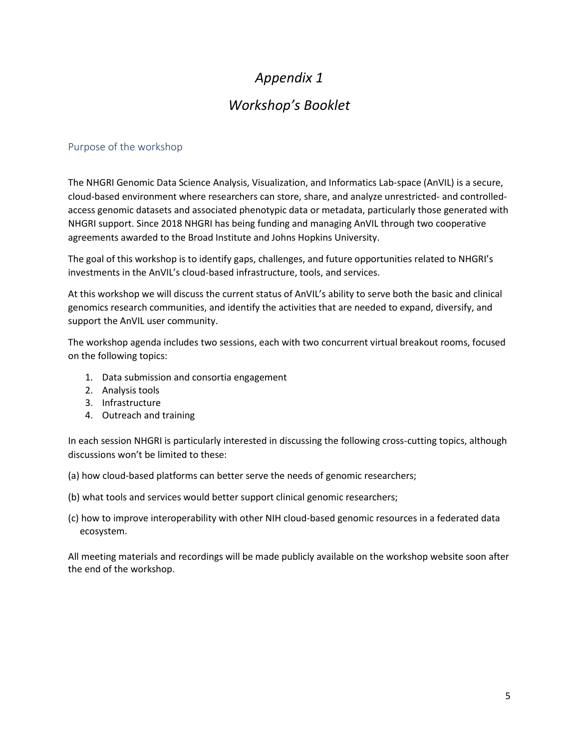# *Appendix 1*

# *Workshop's Booklet*

## Purpose of the workshop

The NHGRI Genomic Data Science Analysis, Visualization, and Informatics Lab-space (AnVIL) is a secure, cloud-based environment where researchers can store, share, and analyze unrestricted- and controlled-access genomic datasets and associated phenotypic data or metadata, particularly those generated with NHGRI support. Since 2018 NHGRI has being funding and managing AnVIL through two cooperative agreements awarded to the Broad Institute and Johns Hopkins University.

The goal of this workshop is to identify gaps, challenges, and future opportunities related to NHGRI's investments in the AnVIL's cloud-based infrastructure, tools, and services.

At this workshop we will discuss the current status of AnVIL's ability to serve both the basic and clinical genomics research communities, and identify the activities that are needed to expand, diversify, and support the AnVIL user community.

The workshop agenda includes two sessions, each with two concurrent virtual breakout rooms, focused on the following topics:

1. Data submission and consortia engagement
2. Analysis tools
3. Infrastructure
4. Outreach and training

In each session NHGRI is particularly interested in discussing the following cross-cutting topics, although discussions won't be limited to these:

(a) how cloud-based platforms can better serve the needs of genomic researchers;

(b) what tools and services would better support clinical genomic researchers;

(c) how to improve interoperability with other NIH cloud-based genomic resources in a federated data ecosystem.

All meeting materials and recordings will be made publicly available on the workshop website soon after the end of the workshop.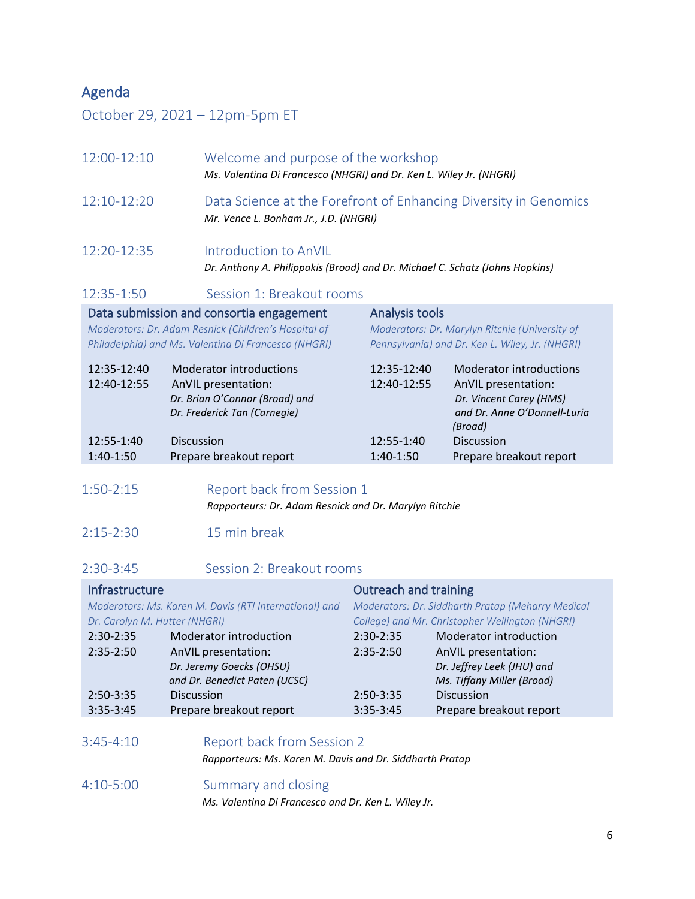## Agenda

### October 29, 2021 – 12pm-5pm ET

**12:00-12:10** Welcome and purpose of the workshop
*Ms. Valentina Di Francesco (NHGRI) and Dr. Ken L. Wiley Jr. (NHGRI)*

**12:10-12:20** Data Science at the Forefront of Enhancing Diversity in Genomics
*Mr. Vence L. Bonham Jr., J.D. (NHGRI)*

**12:20-12:35** Introduction to AnVIL
*Dr. Anthony A. Philippakis (Broad) and Dr. Michael C. Schatz (Johns Hopkins)*

**12:35-1:50** Session 1: Breakout rooms

**Data submission and consortia engagement**
*Moderators: Dr. Adam Resnick (Children's Hospital of Philadelphia) and Ms. Valentina Di Francesco (NHGRI)*

| | |
|---|---|
| 12:35-12:40 | Moderator introductions |
| 12:40-12:55 | AnVIL presentation: *Dr. Brian O'Connor (Broad) and Dr. Frederick Tan (Carnegie)* |
| 12:55-1:40 | Discussion |
| 1:40-1:50 | Prepare breakout report |

**Analysis tools**
*Moderators: Dr. Marylyn Ritchie (University of Pennsylvania) and Dr. Ken L. Wiley, Jr. (NHGRI)*

| | |
|---|---|
| 12:35-12:40 | Moderator introductions |
| 12:40-12:55 | AnVIL presentation: *Dr. Vincent Carey (HMS) and Dr. Anne O'Donnell-Luria (Broad)* |
| 12:55-1:40 | Discussion |
| 1:40-1:50 | Prepare breakout report |

**1:50-2:15** Report back from Session 1
*Rapporteurs: Dr. Adam Resnick and Dr. Marylyn Ritchie*

**2:15-2:30** 15 min break

**2:30-3:45** Session 2: Breakout rooms

**Infrastructure**
*Moderators: Ms. Karen M. Davis (RTI International) and Dr. Carolyn M. Hutter (NHGRI)*

| | |
|---|---|
| 2:30-2:35 | Moderator introduction |
| 2:35-2:50 | AnVIL presentation: *Dr. Jeremy Goecks (OHSU) and Dr. Benedict Paten (UCSC)* |
| 2:50-3:35 | Discussion |
| 3:35-3:45 | Prepare breakout report |

**Outreach and training**
*Moderators: Dr. Siddharth Pratap (Meharry Medical College) and Mr. Christopher Wellington (NHGRI)*

| | |
|---|---|
| 2:30-2:35 | Moderator introduction |
| 2:35-2:50 | AnVIL presentation: *Dr. Jeffrey Leek (JHU) and Ms. Tiffany Miller (Broad)* |
| 2:50-3:35 | Discussion |
| 3:35-3:45 | Prepare breakout report |

**3:45-4:10** Report back from Session 2
*Rapporteurs: Ms. Karen M. Davis and Dr. Siddharth Pratap*

**4:10-5:00** Summary and closing
*Ms. Valentina Di Francesco and Dr. Ken L. Wiley Jr.*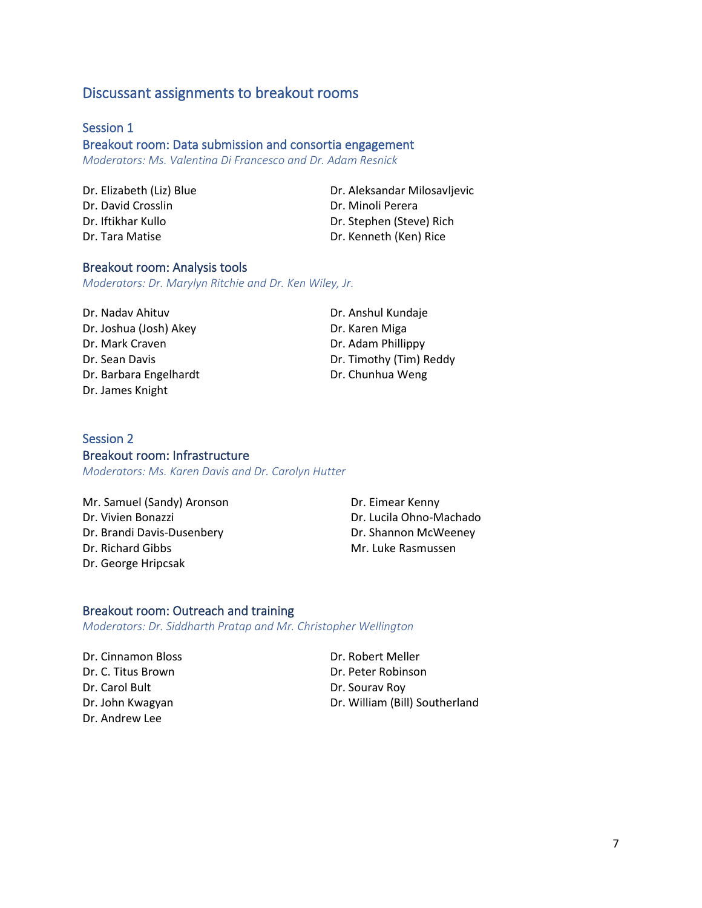## Discussant assignments to breakout rooms

### Session 1

### Breakout room: Data submission and consortia engagement

*Moderators: Ms. Valentina Di Francesco and Dr. Adam Resnick*

Dr. Elizabeth (Liz) Blue
Dr. David Crosslin
Dr. Iftikhar Kullo
Dr. Tara Matise
Dr. Aleksandar Milosavljevic
Dr. Minoli Perera
Dr. Stephen (Steve) Rich
Dr. Kenneth (Ken) Rice

### Breakout room: Analysis tools

*Moderators: Dr. Marylyn Ritchie and Dr. Ken Wiley, Jr.*

Dr. Nadav Ahituv
Dr. Joshua (Josh) Akey
Dr. Mark Craven
Dr. Sean Davis
Dr. Barbara Engelhardt
Dr. James Knight
Dr. Anshul Kundaje
Dr. Karen Miga
Dr. Adam Phillippy
Dr. Timothy (Tim) Reddy
Dr. Chunhua Weng

### Session 2

### Breakout room: Infrastructure

*Moderators: Ms. Karen Davis and Dr. Carolyn Hutter*

Mr. Samuel (Sandy) Aronson
Dr. Vivien Bonazzi
Dr. Brandi Davis-Dusenbery
Dr. Richard Gibbs
Dr. George Hripcsak
Dr. Eimear Kenny
Dr. Lucila Ohno-Machado
Dr. Shannon McWeeney
Mr. Luke Rasmussen

### Breakout room: Outreach and training

*Moderators: Dr. Siddharth Pratap and Mr. Christopher Wellington*

Dr. Cinnamon Bloss
Dr. C. Titus Brown
Dr. Carol Bult
Dr. John Kwagyan
Dr. Andrew Lee
Dr. Robert Meller
Dr. Peter Robinson
Dr. Sourav Roy
Dr. William (Bill) Southerland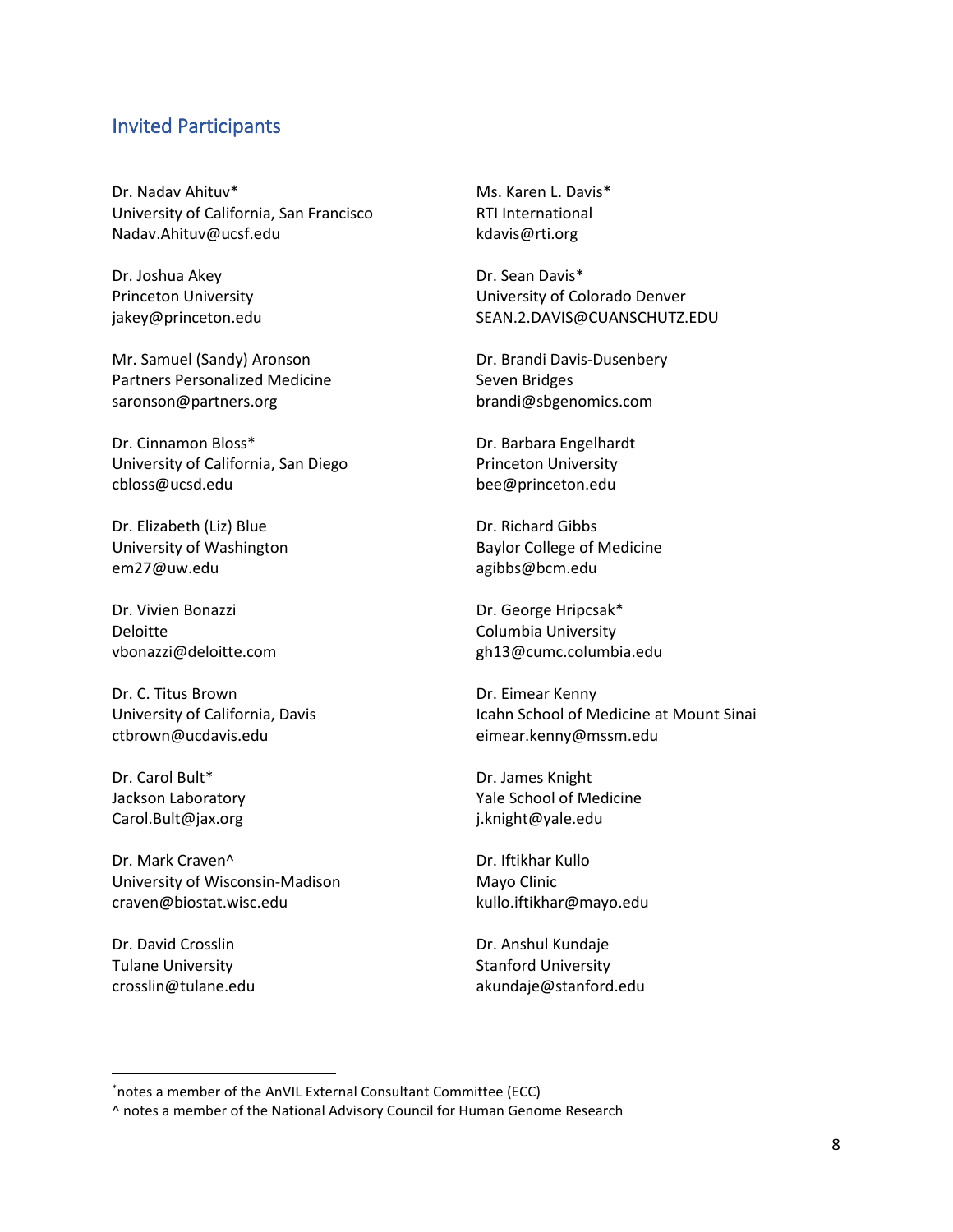## Invited Participants

Dr. Nadav Ahituv*
University of California, San Francisco
Nadav.Ahituv@ucsf.edu

Dr. Joshua Akey
Princeton University
jakey@princeton.edu

Mr. Samuel (Sandy) Aronson
Partners Personalized Medicine
saronson@partners.org

Dr. Cinnamon Bloss*
University of California, San Diego
cbloss@ucsd.edu

Dr. Elizabeth (Liz) Blue
University of Washington
em27@uw.edu

Dr. Vivien Bonazzi
Deloitte
vbonazzi@deloitte.com

Dr. C. Titus Brown
University of California, Davis
ctbrown@ucdavis.edu

Dr. Carol Bult*
Jackson Laboratory
Carol.Bult@jax.org

Dr. Mark Craven^
University of Wisconsin-Madison
craven@biostat.wisc.edu

Dr. David Crosslin
Tulane University
crosslin@tulane.edu

Ms. Karen L. Davis*
RTI International
kdavis@rti.org

Dr. Sean Davis*
University of Colorado Denver
SEAN.2.DAVIS@CUANSCHUTZ.EDU

Dr. Brandi Davis-Dusenbery
Seven Bridges
brandi@sbgenomics.com

Dr. Barbara Engelhardt
Princeton University
bee@princeton.edu

Dr. Richard Gibbs
Baylor College of Medicine
agibbs@bcm.edu

Dr. George Hripcsak*
Columbia University
gh13@cumc.columbia.edu

Dr. Eimear Kenny
Icahn School of Medicine at Mount Sinai
eimear.kenny@mssm.edu

Dr. James Knight
Yale School of Medicine
j.knight@yale.edu

Dr. Iftikhar Kullo
Mayo Clinic
kullo.iftikhar@mayo.edu

Dr. Anshul Kundaje
Stanford University
akundaje@stanford.edu

---

*notes a member of the AnVIL External Consultant Committee (ECC)

^ notes a member of the National Advisory Council for Human Genome Research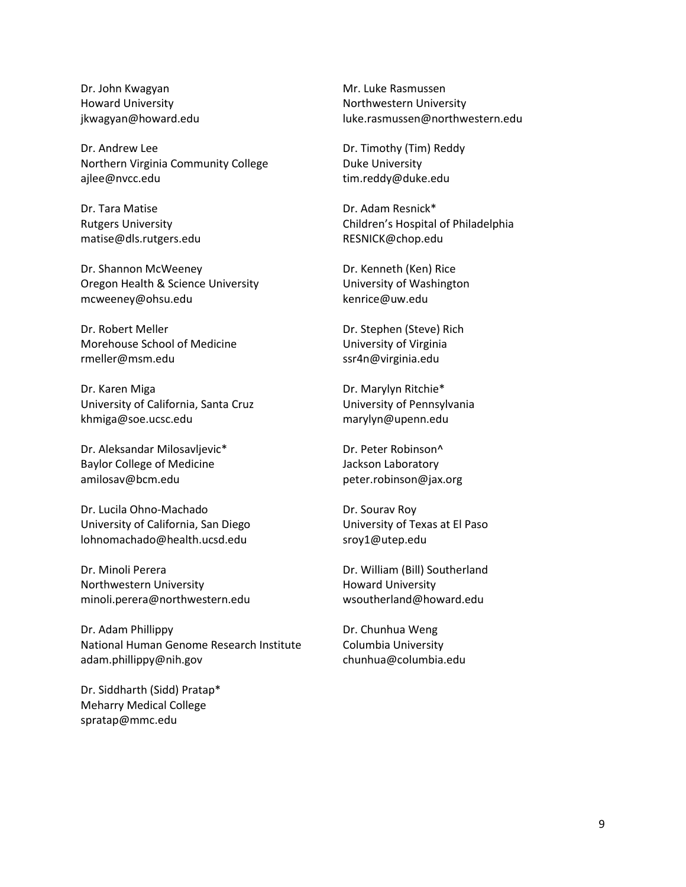Dr. John Kwagyan  
Howard University  
jkwagyan@howard.edu

Dr. Andrew Lee  
Northern Virginia Community College  
ajlee@nvcc.edu

Dr. Tara Matise  
Rutgers University  
matise@dls.rutgers.edu

Dr. Shannon McWeeney  
Oregon Health & Science University  
mcweeney@ohsu.edu

Dr. Robert Meller  
Morehouse School of Medicine  
rmeller@msm.edu

Dr. Karen Miga  
University of California, Santa Cruz  
khmiga@soe.ucsc.edu

Dr. Aleksandar Milosavljevic*  
Baylor College of Medicine  
amilosav@bcm.edu

Dr. Lucila Ohno-Machado  
University of California, San Diego  
lohnomachado@health.ucsd.edu

Dr. Minoli Perera  
Northwestern University  
minoli.perera@northwestern.edu

Dr. Adam Phillippy  
National Human Genome Research Institute  
adam.phillippy@nih.gov

Dr. Siddharth (Sidd) Pratap*  
Meharry Medical College  
spratap@mmc.edu

Mr. Luke Rasmussen  
Northwestern University  
luke.rasmussen@northwestern.edu

Dr. Timothy (Tim) Reddy  
Duke University  
tim.reddy@duke.edu

Dr. Adam Resnick*  
Children's Hospital of Philadelphia  
RESNICK@chop.edu

Dr. Kenneth (Ken) Rice  
University of Washington  
kenrice@uw.edu

Dr. Stephen (Steve) Rich  
University of Virginia  
ssr4n@virginia.edu

Dr. Marylyn Ritchie*  
University of Pennsylvania  
marylyn@upenn.edu

Dr. Peter Robinson^  
Jackson Laboratory  
peter.robinson@jax.org

Dr. Sourav Roy  
University of Texas at El Paso  
sroy1@utep.edu

Dr. William (Bill) Southerland  
Howard University  
wsoutherland@howard.edu

Dr. Chunhua Weng  
Columbia University  
chunhua@columbia.edu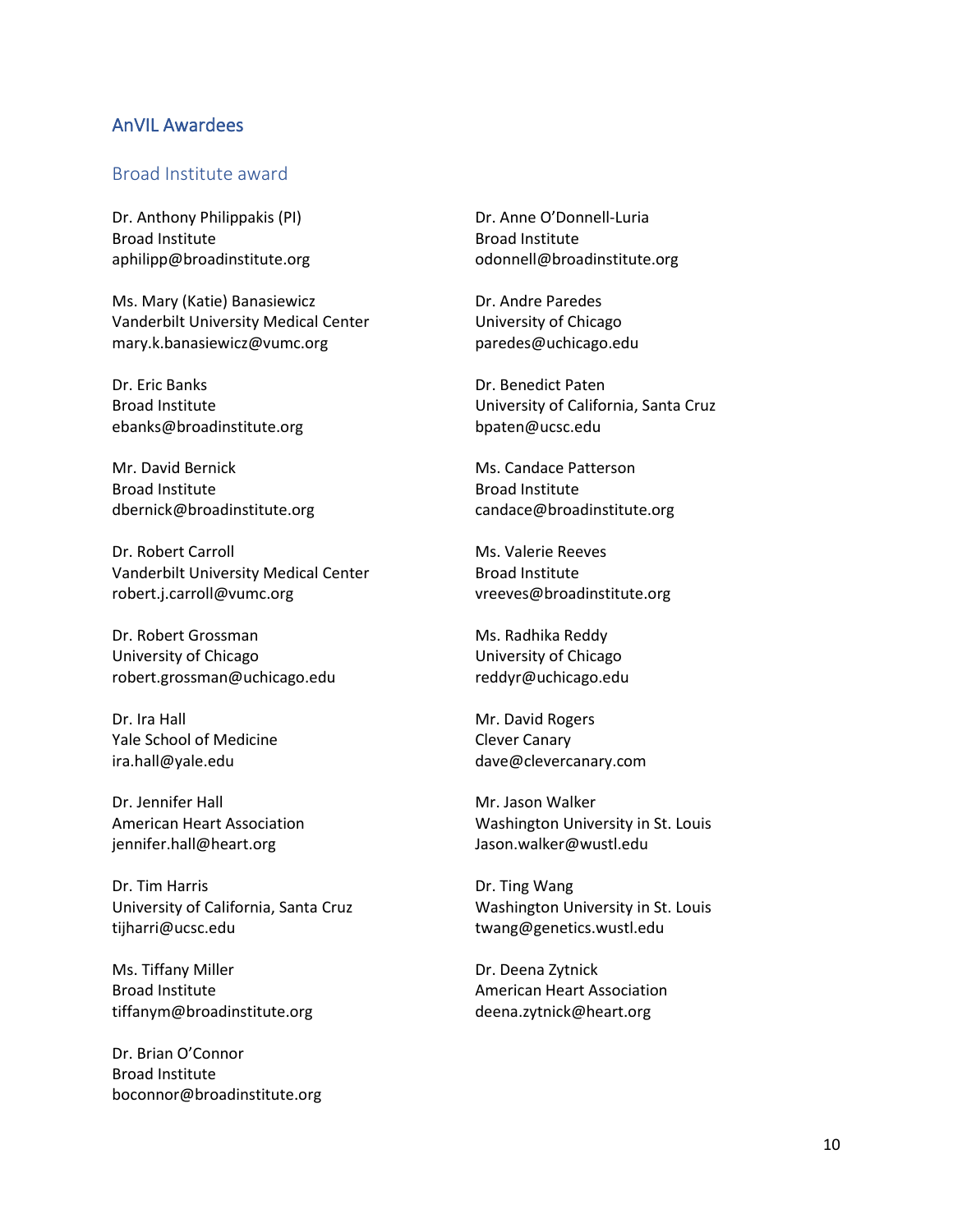## AnVIL Awardees

### Broad Institute award

Dr. Anthony Philippakis (PI)
Broad Institute
aphilipp@broadinstitute.org

Ms. Mary (Katie) Banasiewicz
Vanderbilt University Medical Center
mary.k.banasiewicz@vumc.org

Dr. Eric Banks
Broad Institute
ebanks@broadinstitute.org

Mr. David Bernick
Broad Institute
dbernick@broadinstitute.org

Dr. Robert Carroll
Vanderbilt University Medical Center
robert.j.carroll@vumc.org

Dr. Robert Grossman
University of Chicago
robert.grossman@uchicago.edu

Dr. Ira Hall
Yale School of Medicine
ira.hall@yale.edu

Dr. Jennifer Hall
American Heart Association
jennifer.hall@heart.org

Dr. Tim Harris
University of California, Santa Cruz
tijharri@ucsc.edu

Ms. Tiffany Miller
Broad Institute
tiffanym@broadinstitute.org

Dr. Brian O'Connor
Broad Institute
boconnor@broadinstitute.org

Dr. Anne O'Donnell-Luria
Broad Institute
odonnell@broadinstitute.org

Dr. Andre Paredes
University of Chicago
paredes@uchicago.edu

Dr. Benedict Paten
University of California, Santa Cruz
bpaten@ucsc.edu

Ms. Candace Patterson
Broad Institute
candace@broadinstitute.org

Ms. Valerie Reeves
Broad Institute
vreeves@broadinstitute.org

Ms. Radhika Reddy
University of Chicago
reddyr@uchicago.edu

Mr. David Rogers
Clever Canary
dave@clevercanary.com

Mr. Jason Walker
Washington University in St. Louis
Jason.walker@wustl.edu

Dr. Ting Wang
Washington University in St. Louis
twang@genetics.wustl.edu

Dr. Deena Zytnick
American Heart Association
deena.zytnick@heart.org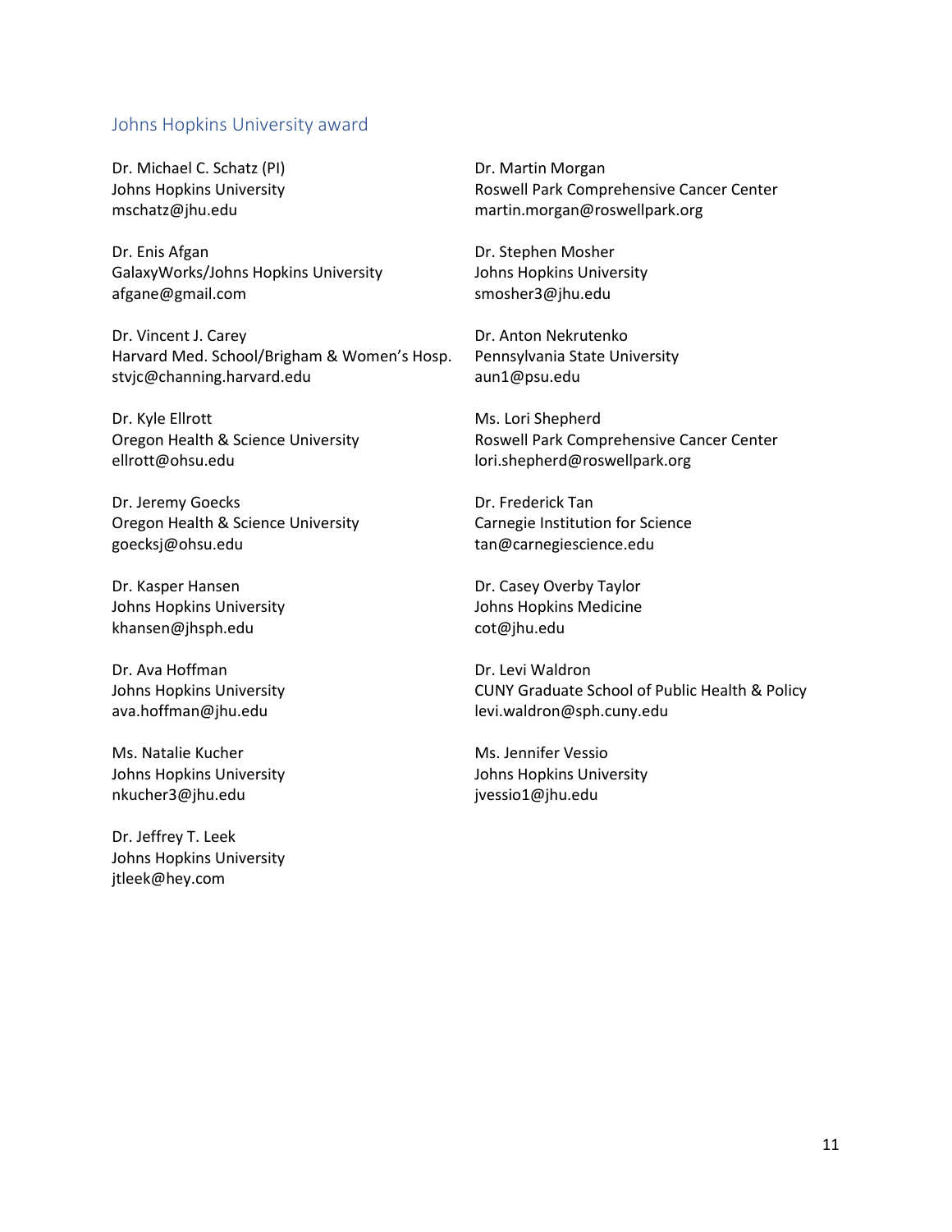## Johns Hopkins University award

Dr. Michael C. Schatz (PI)
Johns Hopkins University
mschatz@jhu.edu

Dr. Enis Afgan
GalaxyWorks/Johns Hopkins University
afgane@gmail.com

Dr. Vincent J. Carey
Harvard Med. School/Brigham & Women's Hosp.
stvjc@channing.harvard.edu

Dr. Kyle Ellrott
Oregon Health & Science University
ellrott@ohsu.edu

Dr. Jeremy Goecks
Oregon Health & Science University
goecksj@ohsu.edu

Dr. Kasper Hansen
Johns Hopkins University
khansen@jhsph.edu

Dr. Ava Hoffman
Johns Hopkins University
ava.hoffman@jhu.edu

Ms. Natalie Kucher
Johns Hopkins University
nkucher3@jhu.edu

Dr. Jeffrey T. Leek
Johns Hopkins University
jtleek@hey.com

Dr. Martin Morgan
Roswell Park Comprehensive Cancer Center
martin.morgan@roswellpark.org

Dr. Stephen Mosher
Johns Hopkins University
smosher3@jhu.edu

Dr. Anton Nekrutenko
Pennsylvania State University
aun1@psu.edu

Ms. Lori Shepherd
Roswell Park Comprehensive Cancer Center
lori.shepherd@roswellpark.org

Dr. Frederick Tan
Carnegie Institution for Science
tan@carnegiescience.edu

Dr. Casey Overby Taylor
Johns Hopkins Medicine
cot@jhu.edu

Dr. Levi Waldron
CUNY Graduate School of Public Health & Policy
levi.waldron@sph.cuny.edu

Ms. Jennifer Vessio
Johns Hopkins University
jvessio1@jhu.edu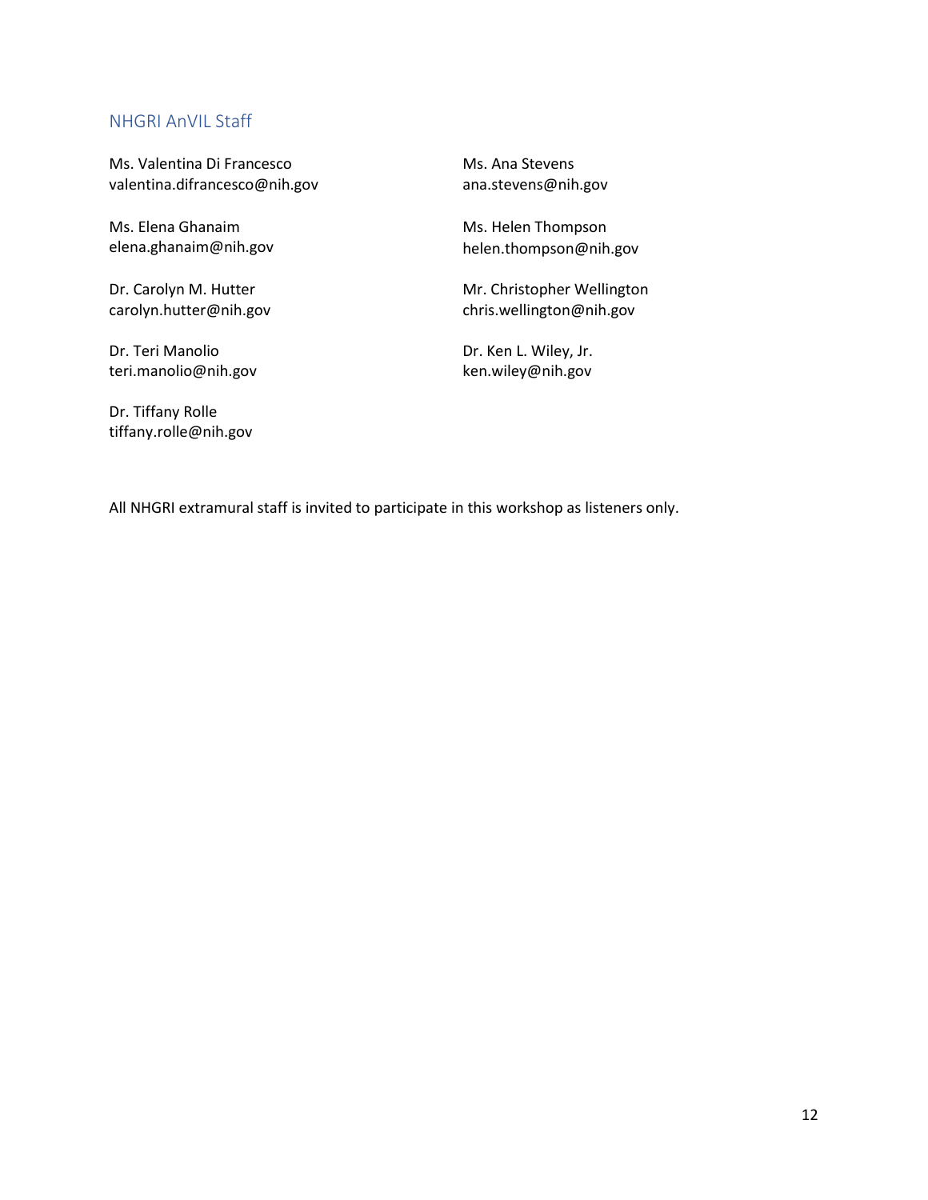## NHGRI AnVIL Staff

Ms. Valentina Di Francesco
valentina.difrancesco@nih.gov

Ms. Elena Ghanaim
elena.ghanaim@nih.gov

Dr. Carolyn M. Hutter
carolyn.hutter@nih.gov

Dr. Teri Manolio
teri.manolio@nih.gov

Dr. Tiffany Rolle
tiffany.rolle@nih.gov

Ms. Ana Stevens
ana.stevens@nih.gov

Ms. Helen Thompson
helen.thompson@nih.gov

Mr. Christopher Wellington
chris.wellington@nih.gov

Dr. Ken L. Wiley, Jr.
ken.wiley@nih.gov

All NHGRI extramural staff is invited to participate in this workshop as listeners only.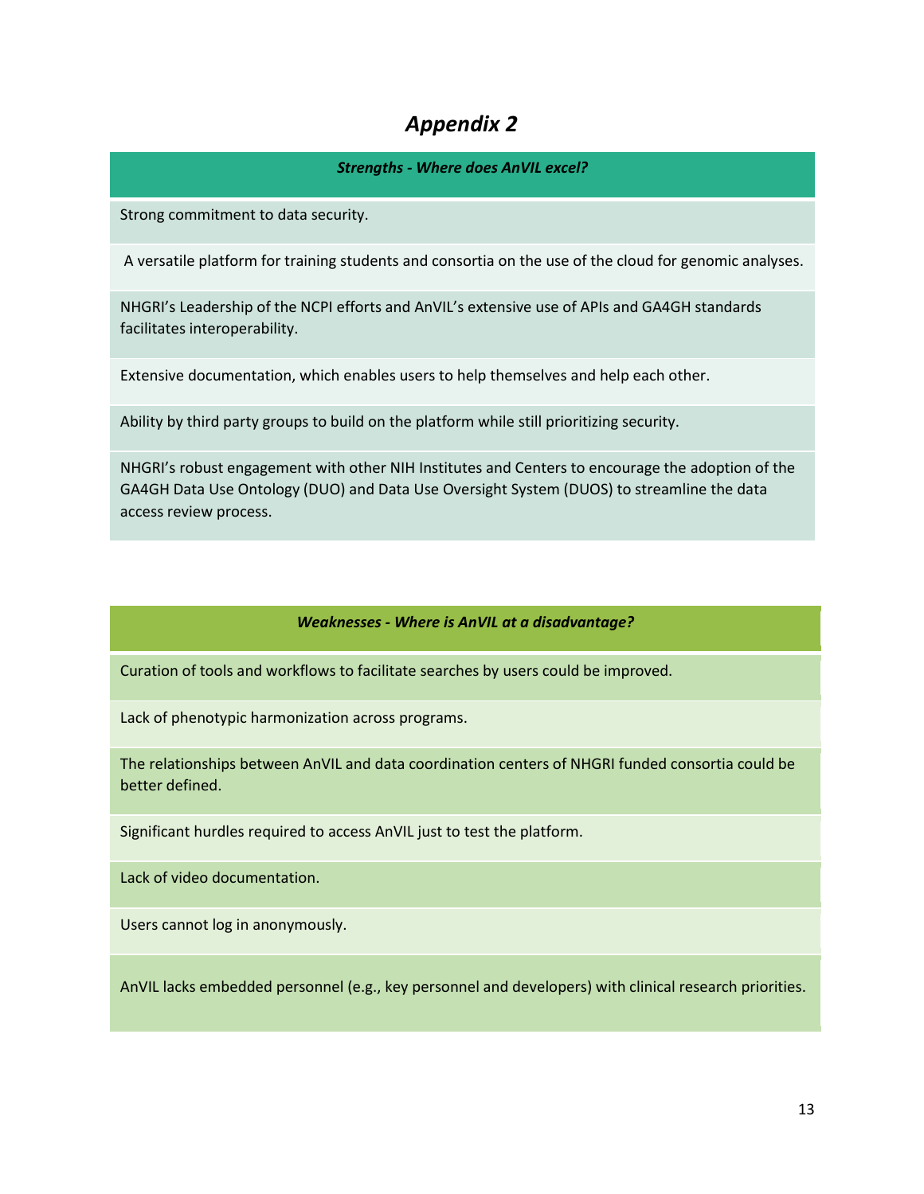# *Appendix 2*

| ***Strengths - Where does AnVIL excel?*** |
| --- |
| Strong commitment to data security. |
| A versatile platform for training students and consortia on the use of the cloud for genomic analyses. |
| NHGRI's Leadership of the NCPI efforts and AnVIL's extensive use of APIs and GA4GH standards facilitates interoperability. |
| Extensive documentation, which enables users to help themselves and help each other. |
| Ability by third party groups to build on the platform while still prioritizing security. |
| NHGRI's robust engagement with other NIH Institutes and Centers to encourage the adoption of the GA4GH Data Use Ontology (DUO) and Data Use Oversight System (DUOS) to streamline the data access review process. |

| ***Weaknesses - Where is AnVIL at a disadvantage?*** |
| --- |
| Curation of tools and workflows to facilitate searches by users could be improved. |
| Lack of phenotypic harmonization across programs. |
| The relationships between AnVIL and data coordination centers of NHGRI funded consortia could be better defined. |
| Significant hurdles required to access AnVIL just to test the platform. |
| Lack of video documentation. |
| Users cannot log in anonymously. |
| AnVIL lacks embedded personnel (e.g., key personnel and developers) with clinical research priorities. |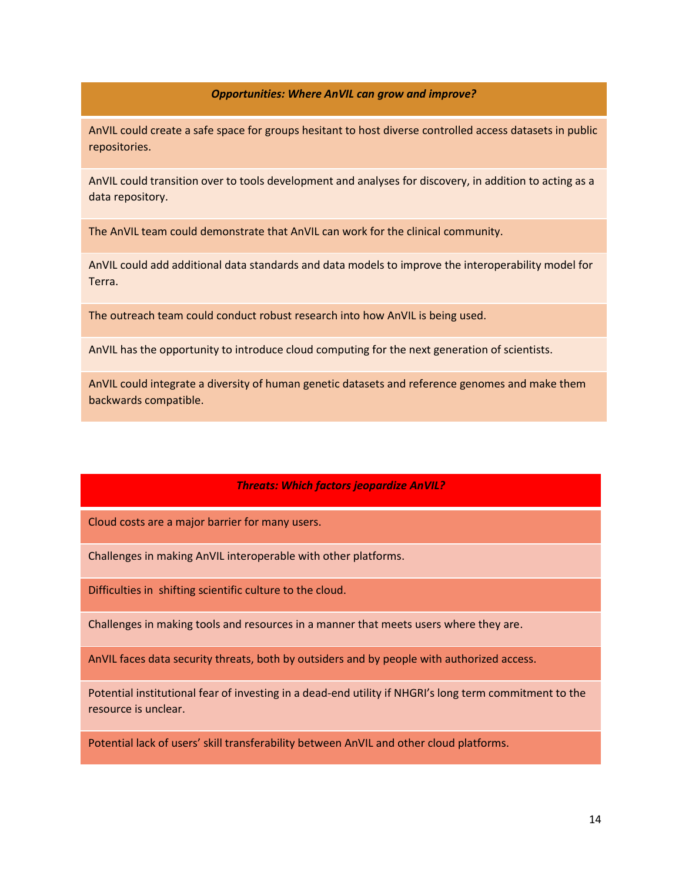| *Opportunities: Where AnVIL can grow and improve?* |
|---|
| AnVIL could create a safe space for groups hesitant to host diverse controlled access datasets in public repositories. |
| AnVIL could transition over to tools development and analyses for discovery, in addition to acting as a data repository. |
| The AnVIL team could demonstrate that AnVIL can work for the clinical community. |
| AnVIL could add additional data standards and data models to improve the interoperability model for Terra. |
| The outreach team could conduct robust research into how AnVIL is being used. |
| AnVIL has the opportunity to introduce cloud computing for the next generation of scientists. |
| AnVIL could integrate a diversity of human genetic datasets and reference genomes and make them backwards compatible. |

| *Threats: Which factors jeopardize AnVIL?* |
|---|
| Cloud costs are a major barrier for many users. |
| Challenges in making AnVIL interoperable with other platforms. |
| Difficulties in shifting scientific culture to the cloud. |
| Challenges in making tools and resources in a manner that meets users where they are. |
| AnVIL faces data security threats, both by outsiders and by people with authorized access. |
| Potential institutional fear of investing in a dead-end utility if NHGRI's long term commitment to the resource is unclear. |
| Potential lack of users' skill transferability between AnVIL and other cloud platforms. |